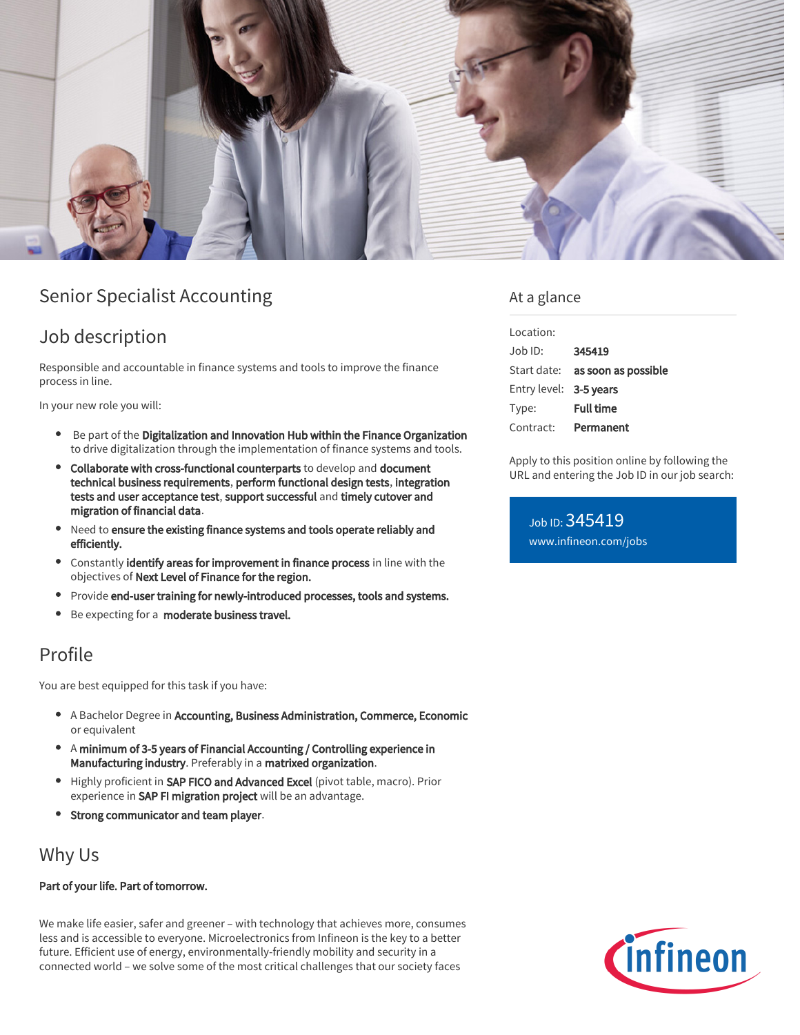# Senior Specialist Accounting

## Job description

Responsible and accountable in finance systems and tools to improve the finance process in line.

In your new role you will:

- Be part of the **Digitalization and Innovation Hub within the Finance Organization** to drive digitalization through the implementation of finance systems and tools.
- **Collaborate with cross-functional counterparts** to develop and **document technical business requirements**, **perform functional design tests**, **integration tests and user acceptance test**, **support successful** and **timely cutover and migration of financial data**.
- Need to **ensure the existing finance systems and tools operate reliably and efficiently.**
- Constantly **identify areas for improvement in finance process** in line with the objectives of **Next Level of Finance for the region.**
- Provide **end-user training for newly-introduced processes, tools and systems.**
- Be expecting for a **moderate business travel.**

## Profile

You are best equipped for this task if you have:

- A Bachelor Degree in **Accounting, Business Administration, Commerce, Economic** or equivalent
- A **minimum of 3-5 years of Financial Accounting / Controlling experience in Manufacturing industry**. Preferably in a **matrixed organization**.
- Highly proficient in **SAP FICO and Advanced Excel** (pivot table, macro). Prior experience in **SAP FI migration project** will be an advantage.
- **Strong communicator and team player**.

## Why Us

**Part of your life. Part of tomorrow.**

We make life easier, safer and greener – with technology that achieves more, consumes less and is accessible to everyone. Microelectronics from Infineon is the key to a better future. Efficient use of energy, environmentally-friendly mobility and security in a connected world – we solve some of the most critical challenges that our society faces

## At a glance

| | |
|---|---|
| Location: | |
| Job ID: | **345419** |
| Start date: | **as soon as possible** |
| Entry level: | **3-5 years** |
| Type: | **Full time** |
| Contract: | **Permanent** |

Apply to this position online by following the URL and entering the Job ID in our job search:

Job ID: 345419
www.infineon.com/jobs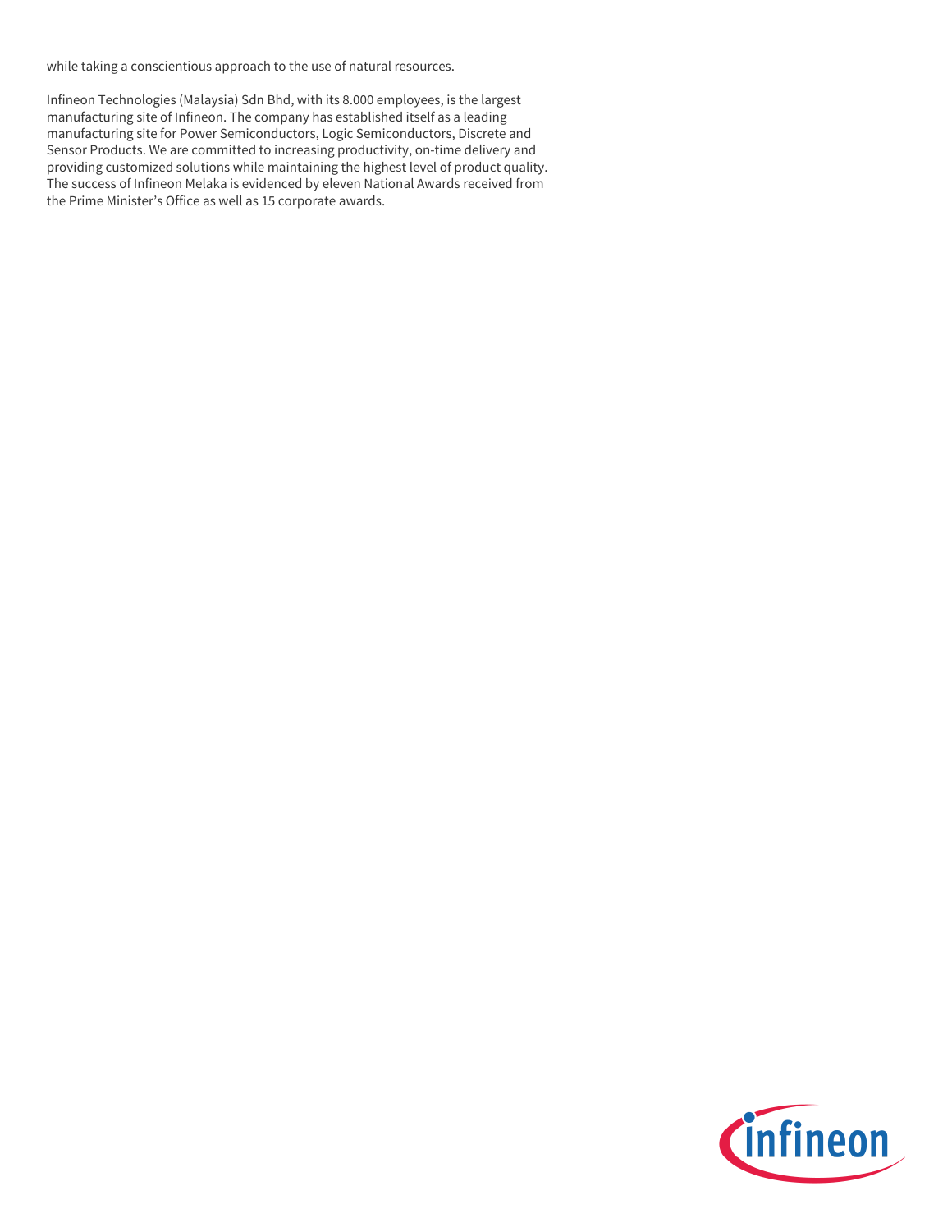while taking a conscientious approach to the use of natural resources.

Infineon Technologies (Malaysia) Sdn Bhd, with its 8.000 employees, is the largest manufacturing site of Infineon. The company has established itself as a leading manufacturing site for Power Semiconductors, Logic Semiconductors, Discrete and Sensor Products. We are committed to increasing productivity, on-time delivery and providing customized solutions while maintaining the highest level of product quality. The success of Infineon Melaka is evidenced by eleven National Awards received from the Prime Minister's Office as well as 15 corporate awards.